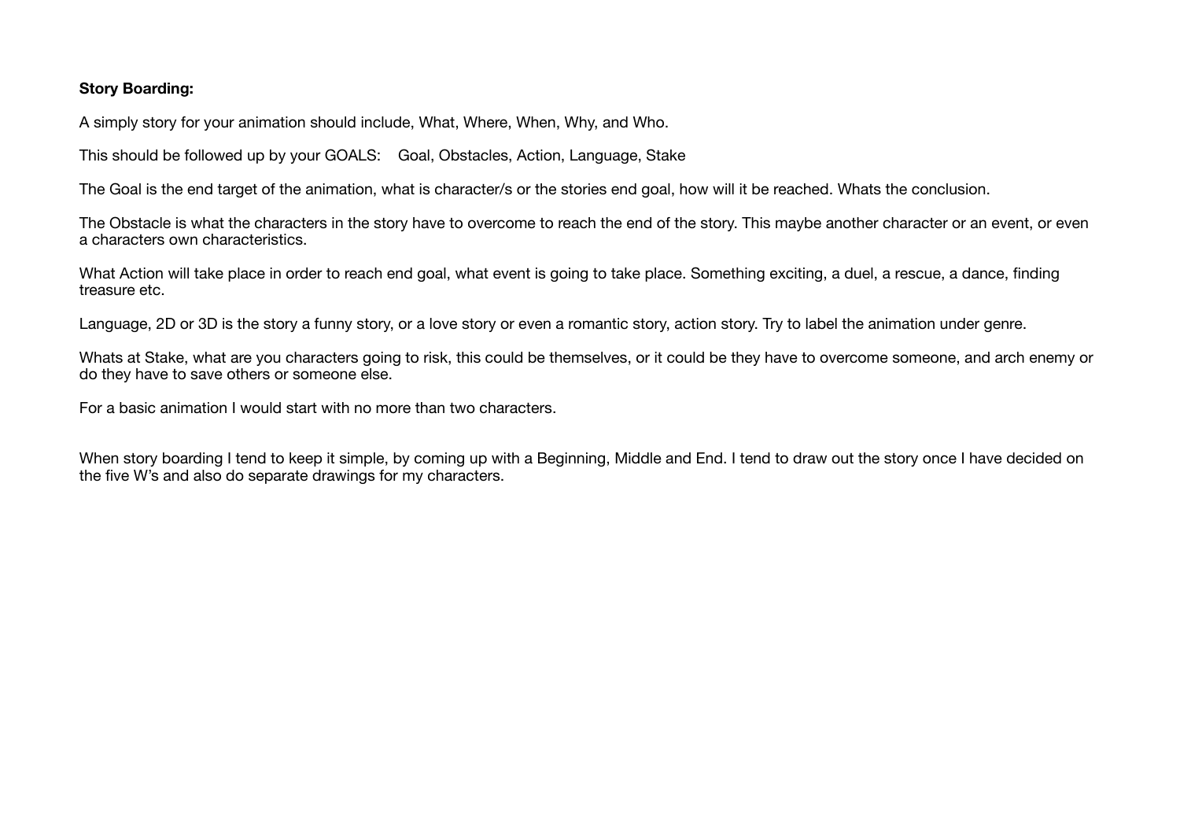**Story Boarding:**

A simply story for your animation should include, What, Where, When, Why, and Who.

This should be followed up by your GOALS:    Goal, Obstacles, Action, Language, Stake

The Goal is the end target of the animation, what is character/s or the stories end goal, how will it be reached. Whats the conclusion.

The Obstacle is what the characters in the story have to overcome to reach the end of the story. This maybe another character or an event, or even a characters own characteristics.

What Action will take place in order to reach end goal, what event is going to take place. Something exciting, a duel, a rescue, a dance, finding treasure etc.

Language, 2D or 3D is the story a funny story, or a love story or even a romantic story, action story. Try to label the animation under genre.

Whats at Stake, what are you characters going to risk, this could be themselves, or it could be they have to overcome someone, and arch enemy or do they have to save others or someone else.

For a basic animation I would start with no more than two characters.

When story boarding I tend to keep it simple, by coming up with a Beginning, Middle and End. I tend to draw out the story once I have decided on the five W's and also do separate drawings for my characters.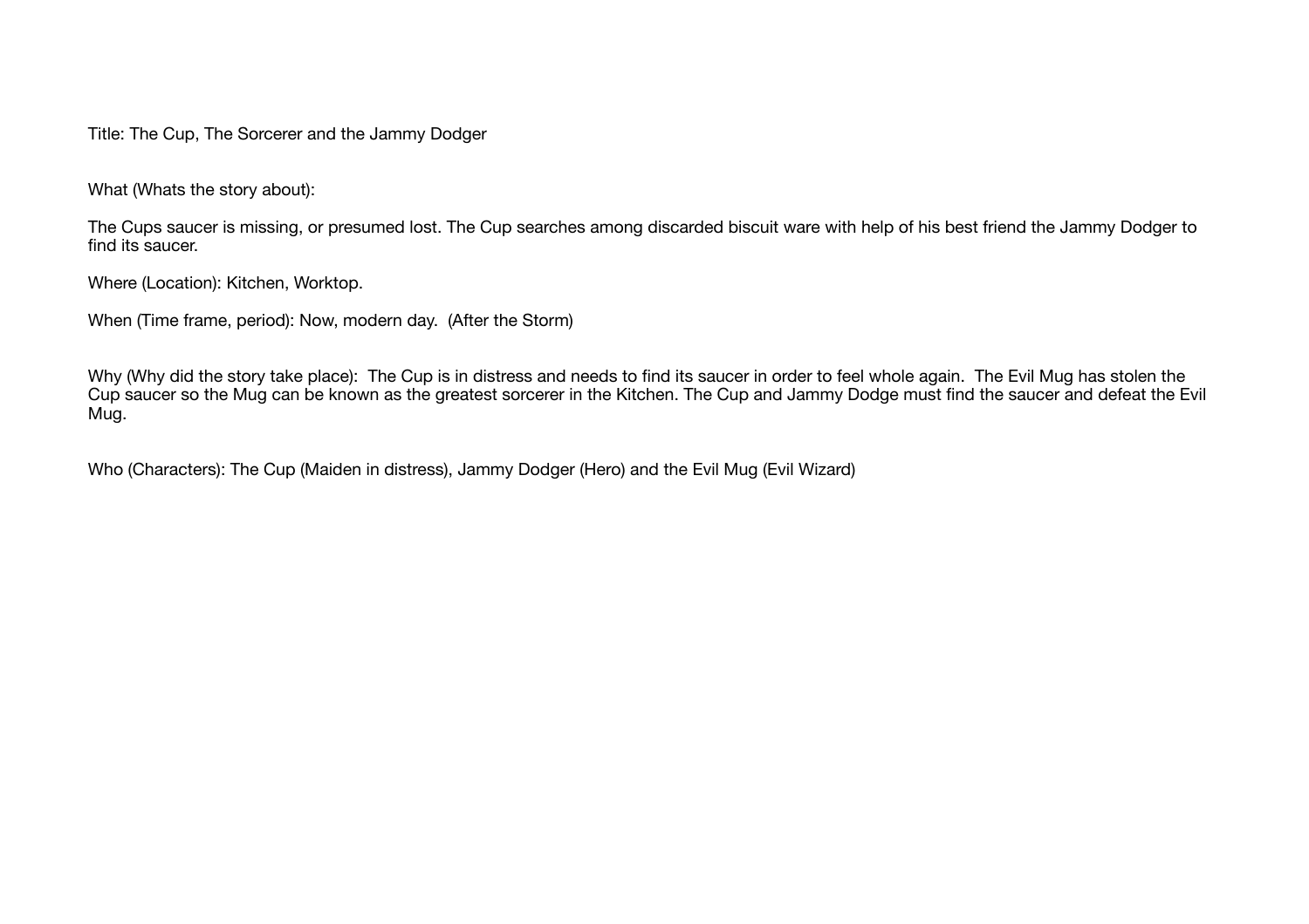Title: The Cup, The Sorcerer and the Jammy Dodger

What (Whats the story about):

The Cups saucer is missing, or presumed lost. The Cup searches among discarded biscuit ware with help of his best friend the Jammy Dodger to find its saucer.

Where (Location): Kitchen, Worktop.

When (Time frame, period): Now, modern day. (After the Storm)

Why (Why did the story take place): The Cup is in distress and needs to find its saucer in order to feel whole again. The Evil Mug has stolen the Cup saucer so the Mug can be known as the greatest sorcerer in the Kitchen. The Cup and Jammy Dodge must find the saucer and defeat the Evil Mug.

Who (Characters): The Cup (Maiden in distress), Jammy Dodger (Hero) and the Evil Mug (Evil Wizard)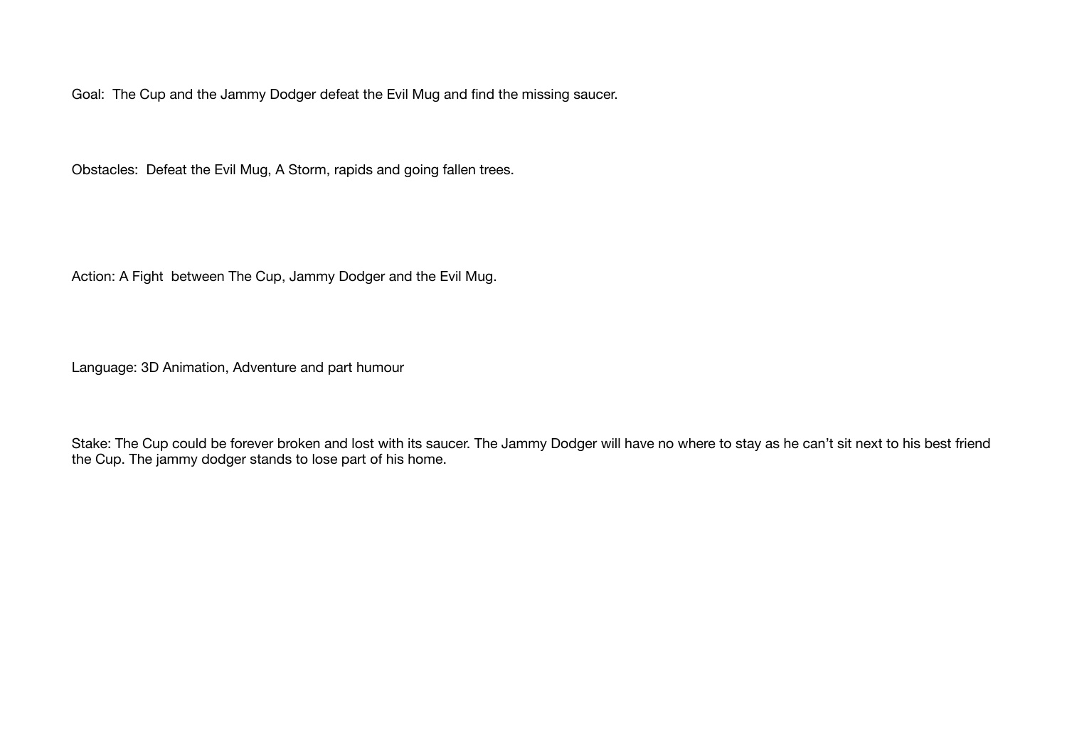Goal: The Cup and the Jammy Dodger defeat the Evil Mug and find the missing saucer.

Obstacles: Defeat the Evil Mug, A Storm, rapids and going fallen trees.

Action: A Fight between The Cup, Jammy Dodger and the Evil Mug.

Language: 3D Animation, Adventure and part humour

Stake: The Cup could be forever broken and lost with its saucer. The Jammy Dodger will have no where to stay as he can't sit next to his best friend the Cup. The jammy dodger stands to lose part of his home.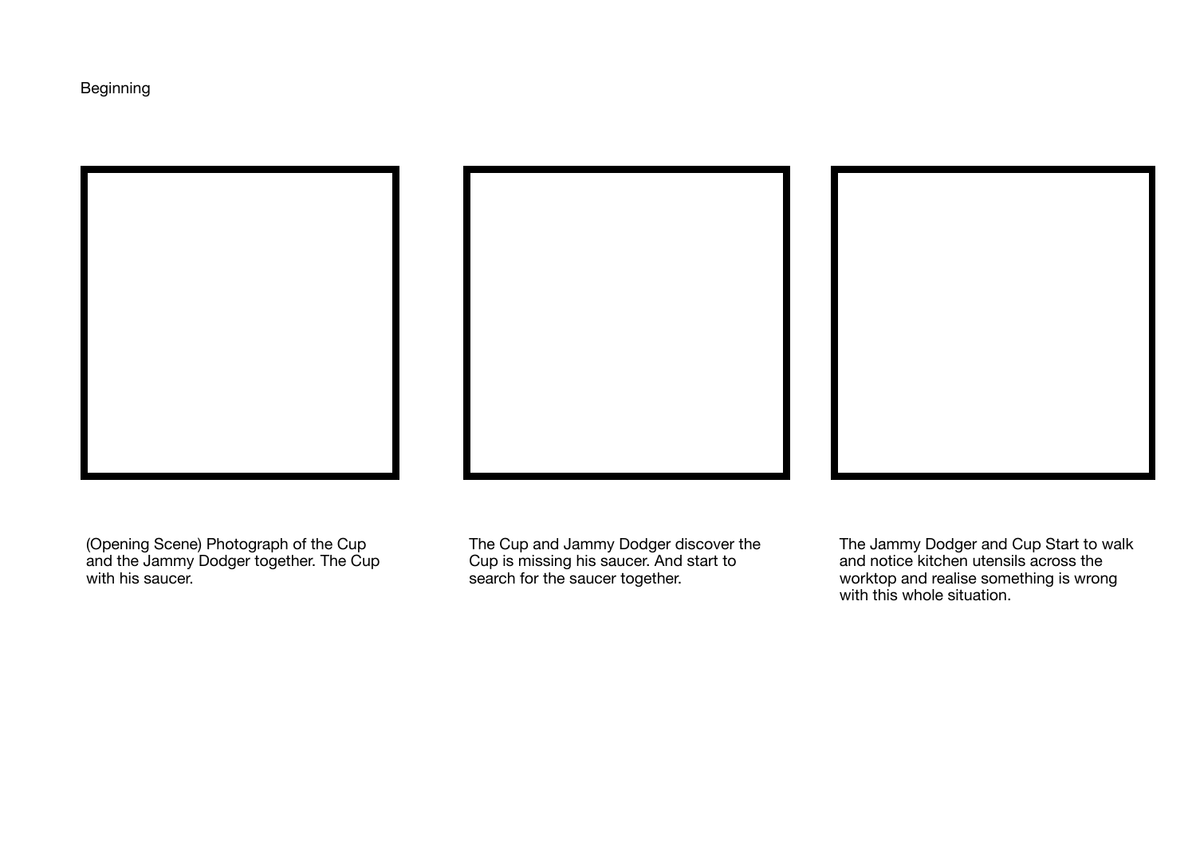Beginning

(Opening Scene) Photograph of the Cup and the Jammy Dodger together. The Cup with his saucer.

The Cup and Jammy Dodger discover the Cup is missing his saucer. And start to search for the saucer together.

The Jammy Dodger and Cup Start to walk and notice kitchen utensils across the worktop and realise something is wrong with this whole situation.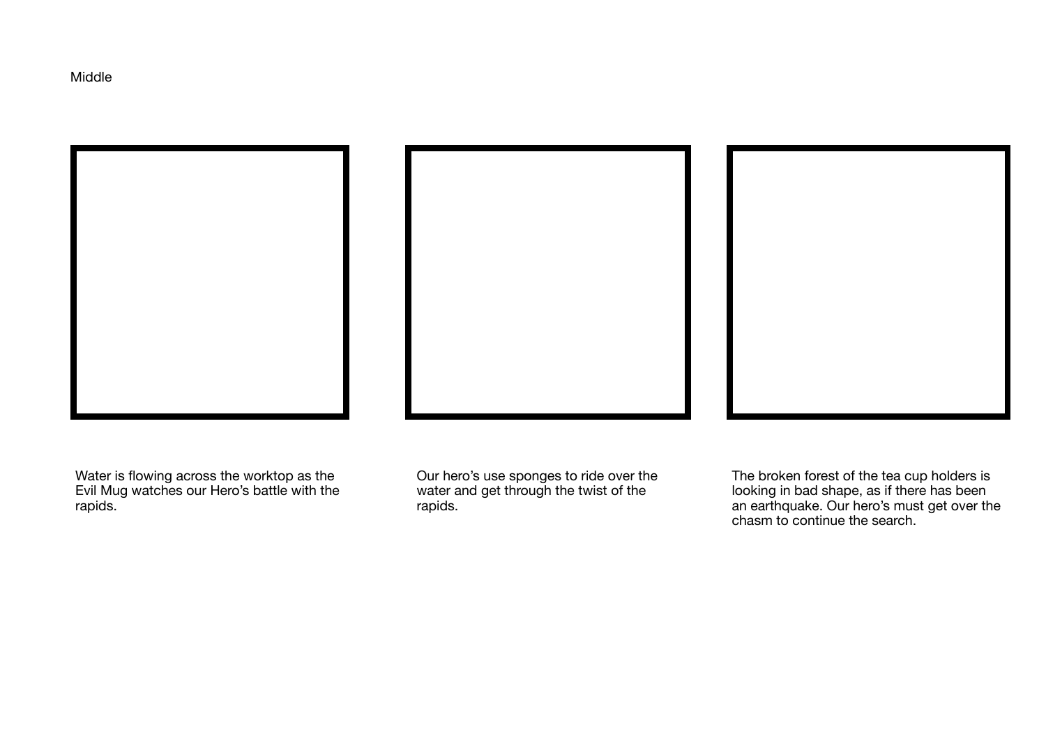Middle

Water is flowing across the worktop as the Evil Mug watches our Hero's battle with the rapids.

Our hero's use sponges to ride over the water and get through the twist of the rapids.

The broken forest of the tea cup holders is looking in bad shape, as if there has been an earthquake. Our hero's must get over the chasm to continue the search.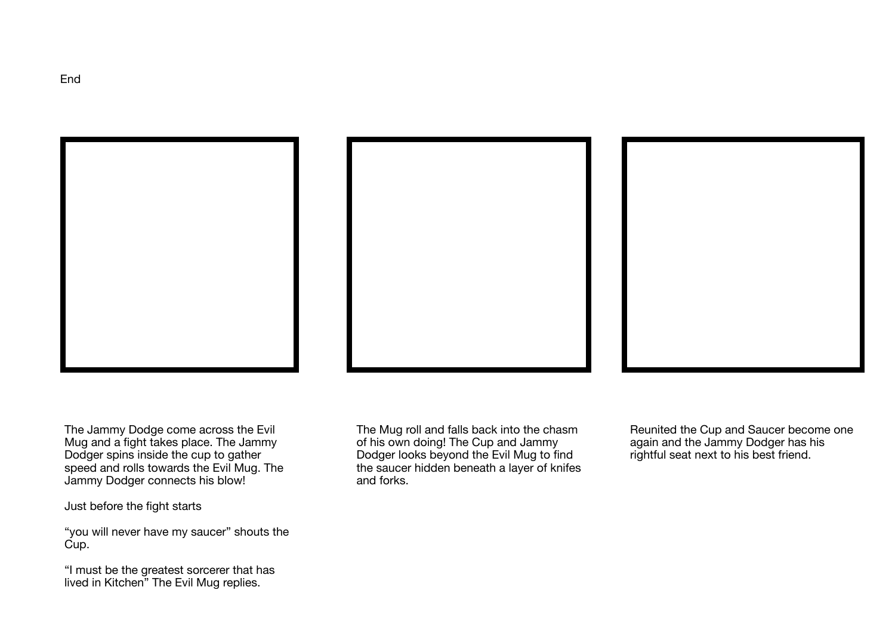End

The Jammy Dodge come across the Evil Mug and a fight takes place. The Jammy Dodger spins inside the cup to gather speed and rolls towards the Evil Mug. The Jammy Dodger connects his blow!

Just before the fight starts

“you will never have my saucer” shouts the Cup.

“I must be the greatest sorcerer that has lived in Kitchen” The Evil Mug replies.

The Mug roll and falls back into the chasm of his own doing! The Cup and Jammy Dodger looks beyond the Evil Mug to find the saucer hidden beneath a layer of knifes and forks.

Reunited the Cup and Saucer become one again and the Jammy Dodger has his rightful seat next to his best friend.